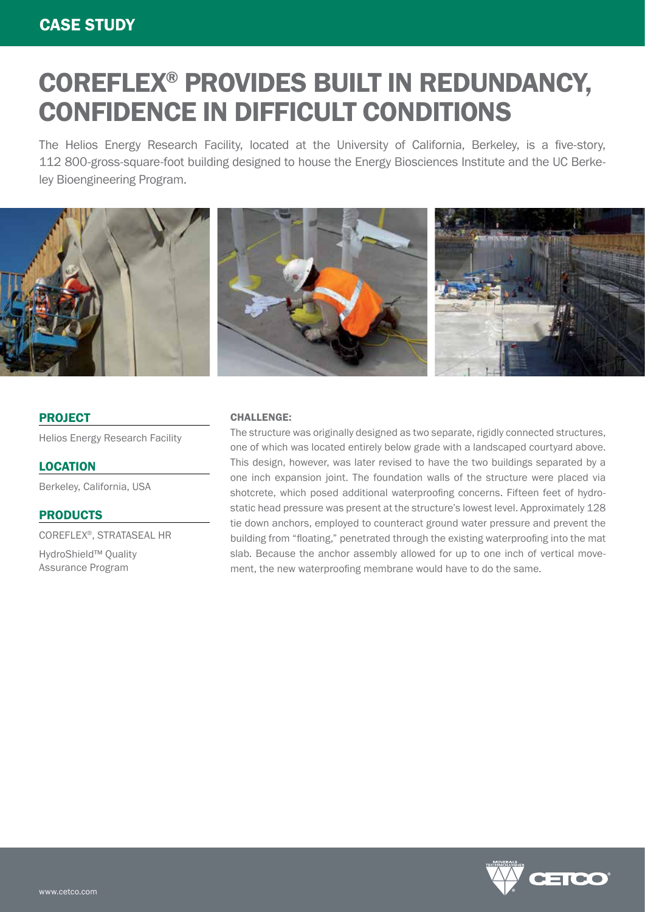CASE STUDY

# COREFLEX® PROVIDES BUILT IN REDUNDANCY, CONFIDENCE IN DIFFICULT CONDITIONS

The Helios Energy Research Facility, located at the University of California, Berkeley, is a five-story, 112 800-gross-square-foot building designed to house the Energy Biosciences Institute and the UC Berkeley Bioengineering Program.

## PROJECT

Helios Energy Research Facility

## LOCATION

Berkeley, California, USA

## PRODUCTS

COREFLEX®, STRATASEAL HR

HydroShield™ Quality Assurance Program

### CHALLENGE:

The structure was originally designed as two separate, rigidly connected structures, one of which was located entirely below grade with a landscaped courtyard above. This design, however, was later revised to have the two buildings separated by a one inch expansion joint. The foundation walls of the structure were placed via shotcrete, which posed additional waterproofing concerns. Fifteen feet of hydrostatic head pressure was present at the structure's lowest level. Approximately 128 tie down anchors, employed to counteract ground water pressure and prevent the building from "floating," penetrated through the existing waterproofing into the mat slab. Because the anchor assembly allowed for up to one inch of vertical movement, the new waterproofing membrane would have to do the same.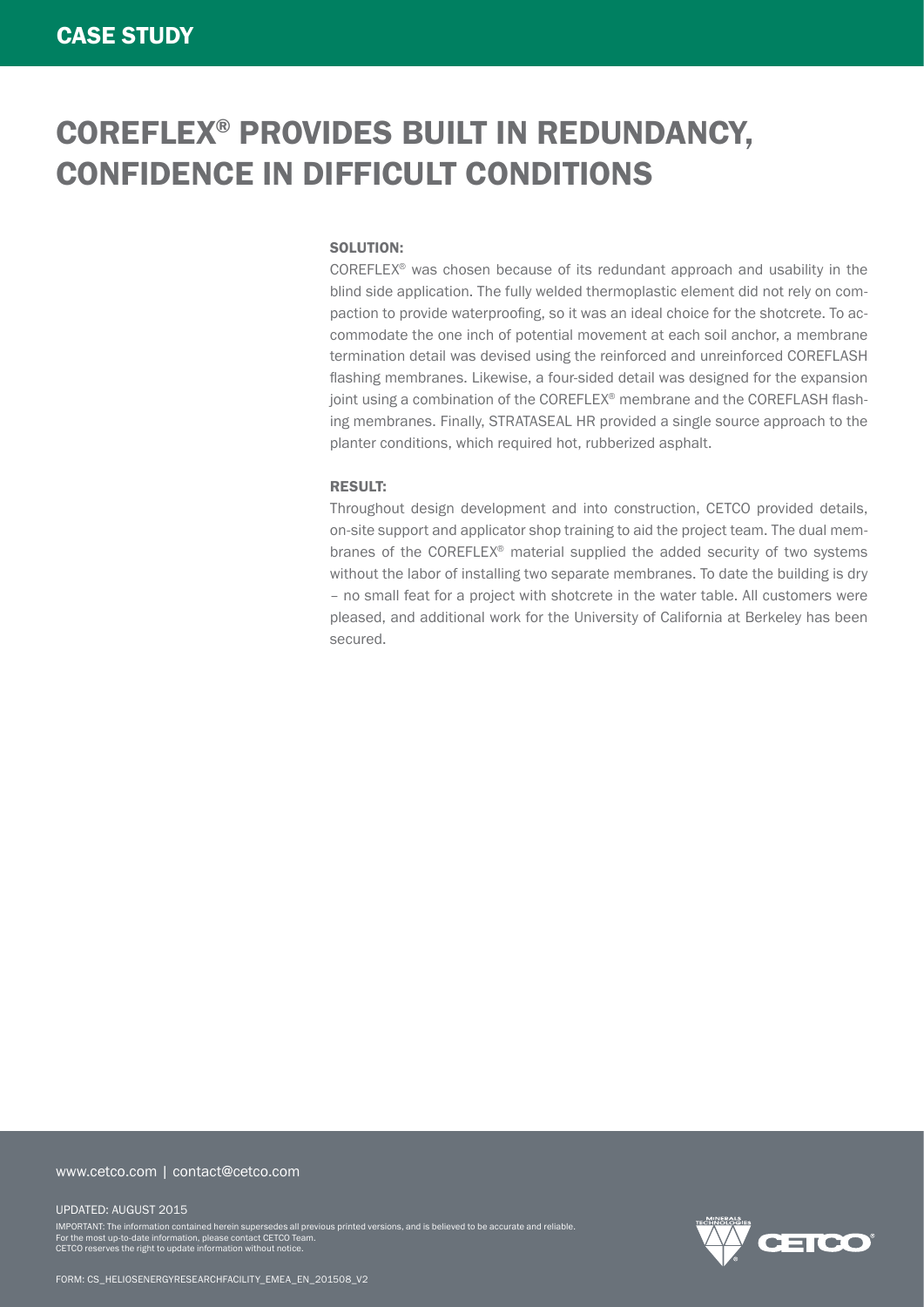CASE STUDY

# COREFLEX® PROVIDES BUILT IN REDUNDANCY, CONFIDENCE IN DIFFICULT CONDITIONS

### SOLUTION:

COREFLEX® was chosen because of its redundant approach and usability in the blind side application. The fully welded thermoplastic element did not rely on compaction to provide waterproofing, so it was an ideal choice for the shotcrete. To accommodate the one inch of potential movement at each soil anchor, a membrane termination detail was devised using the reinforced and unreinforced COREFLASH flashing membranes. Likewise, a four-sided detail was designed for the expansion joint using a combination of the COREFLEX® membrane and the COREFLASH flashing membranes. Finally, STRATASEAL HR provided a single source approach to the planter conditions, which required hot, rubberized asphalt.

### RESULT:

Throughout design development and into construction, CETCO provided details, on-site support and applicator shop training to aid the project team. The dual membranes of the COREFLEX® material supplied the added security of two systems without the labor of installing two separate membranes. To date the building is dry – no small feat for a project with shotcrete in the water table. All customers were pleased, and additional work for the University of California at Berkeley has been secured.

www.cetco.com | contact@cetco.com

UPDATED: AUGUST 2015

IMPORTANT: The information contained herein supersedes all previous printed versions, and is believed to be accurate and reliable. For the most up-to-date information, please contact CETCO Team. CETCO reserves the right to update information without notice.

FORM: CS_HELIOSENERGYRESEARCHFACILITY_EMEA_EN_201508_V2